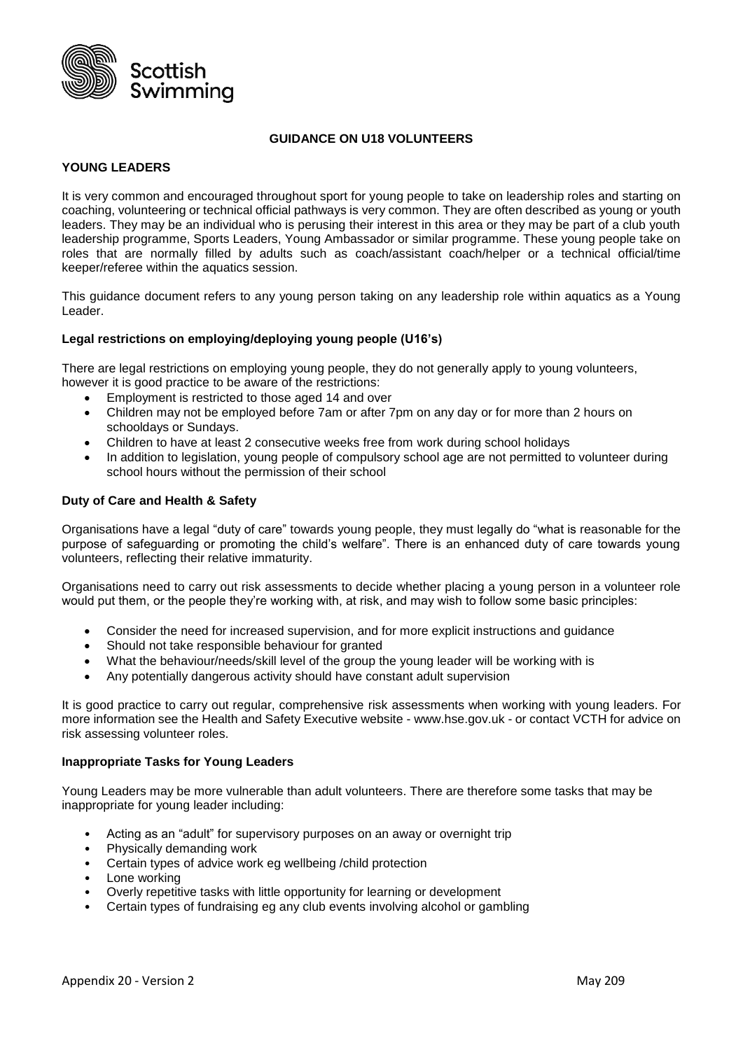Scottish Swimming

# GUIDANCE ON U18 VOLUNTEERS

## YOUNG LEADERS

It is very common and encouraged throughout sport for young people to take on leadership roles and starting on coaching, volunteering or technical official pathways is very common. They are often described as young or youth leaders. They may be an individual who is perusing their interest in this area or they may be part of a club youth leadership programme, Sports Leaders, Young Ambassador or similar programme. These young people take on roles that are normally filled by adults such as coach/assistant coach/helper or a technical official/time keeper/referee within the aquatics session.

This guidance document refers to any young person taking on any leadership role within aquatics as a Young Leader.

### Legal restrictions on employing/deploying young people (U16's)

There are legal restrictions on employing young people, they do not generally apply to young volunteers, however it is good practice to be aware of the restrictions:

- Employment is restricted to those aged 14 and over
- Children may not be employed before 7am or after 7pm on any day or for more than 2 hours on schooldays or Sundays.
- Children to have at least 2 consecutive weeks free from work during school holidays
- In addition to legislation, young people of compulsory school age are not permitted to volunteer during school hours without the permission of their school

### Duty of Care and Health & Safety

Organisations have a legal "duty of care" towards young people, they must legally do "what is reasonable for the purpose of safeguarding or promoting the child's welfare". There is an enhanced duty of care towards young volunteers, reflecting their relative immaturity.

Organisations need to carry out risk assessments to decide whether placing a young person in a volunteer role would put them, or the people they're working with, at risk, and may wish to follow some basic principles:

- Consider the need for increased supervision, and for more explicit instructions and guidance
- Should not take responsible behaviour for granted
- What the behaviour/needs/skill level of the group the young leader will be working with is
- Any potentially dangerous activity should have constant adult supervision

It is good practice to carry out regular, comprehensive risk assessments when working with young leaders. For more information see the Health and Safety Executive website - www.hse.gov.uk - or contact VCTH for advice on risk assessing volunteer roles.

### Inappropriate Tasks for Young Leaders

Young Leaders may be more vulnerable than adult volunteers. There are therefore some tasks that may be inappropriate for young leader including:

- Acting as an "adult" for supervisory purposes on an away or overnight trip
- Physically demanding work
- Certain types of advice work eg wellbeing /child protection
- Lone working
- Overly repetitive tasks with little opportunity for learning or development
- Certain types of fundraising eg any club events involving alcohol or gambling

Appendix 20 - Version 2 May 209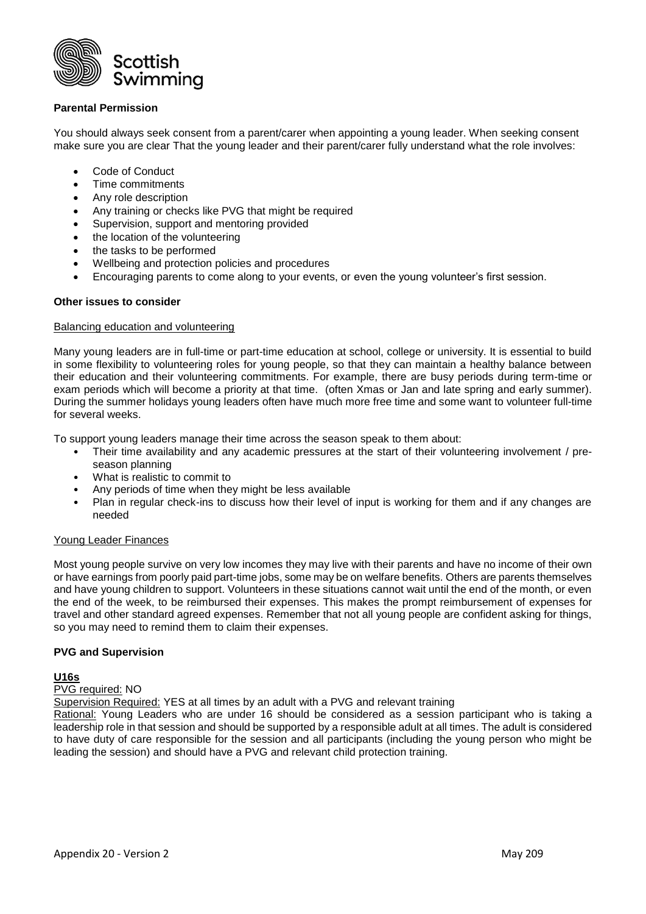**Parental Permission**

You should always seek consent from a parent/carer when appointing a young leader. When seeking consent make sure you are clear That the young leader and their parent/carer fully understand what the role involves:

- Code of Conduct
- Time commitments
- Any role description
- Any training or checks like PVG that might be required
- Supervision, support and mentoring provided
- the location of the volunteering
- the tasks to be performed
- Wellbeing and protection policies and procedures
- Encouraging parents to come along to your events, or even the young volunteer's first session.

**Other issues to consider**

Balancing education and volunteering

Many young leaders are in full-time or part-time education at school, college or university. It is essential to build in some flexibility to volunteering roles for young people, so that they can maintain a healthy balance between their education and their volunteering commitments. For example, there are busy periods during term-time or exam periods which will become a priority at that time. (often Xmas or Jan and late spring and early summer). During the summer holidays young leaders often have much more free time and some want to volunteer full-time for several weeks.

To support young leaders manage their time across the season speak to them about:

- Their time availability and any academic pressures at the start of their volunteering involvement / pre-season planning
- What is realistic to commit to
- Any periods of time when they might be less available
- Plan in regular check-ins to discuss how their level of input is working for them and if any changes are needed

Young Leader Finances

Most young people survive on very low incomes they may live with their parents and have no income of their own or have earnings from poorly paid part-time jobs, some may be on welfare benefits. Others are parents themselves and have young children to support. Volunteers in these situations cannot wait until the end of the month, or even the end of the week, to be reimbursed their expenses. This makes the prompt reimbursement of expenses for travel and other standard agreed expenses. Remember that not all young people are confident asking for things, so you may need to remind them to claim their expenses.

**PVG and Supervision**

**U16s**

PVG required: NO

Supervision Required: YES at all times by an adult with a PVG and relevant training

Rational: Young Leaders who are under 16 should be considered as a session participant who is taking a leadership role in that session and should be supported by a responsible adult at all times. The adult is considered to have duty of care responsible for the session and all participants (including the young person who might be leading the session) and should have a PVG and relevant child protection training.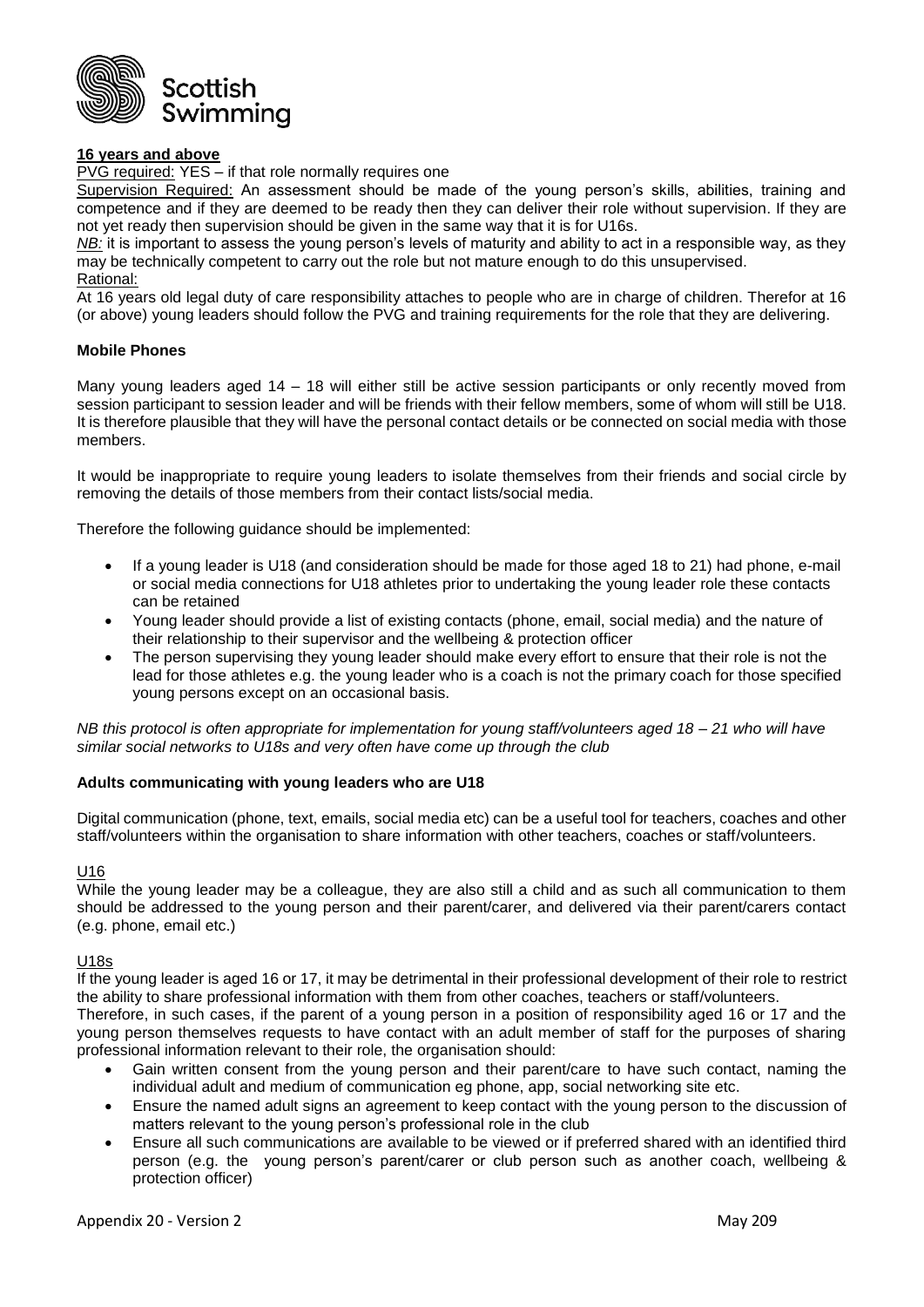**16 years and above**

PVG required: YES – if that role normally requires one

Supervision Required: An assessment should be made of the young person's skills, abilities, training and competence and if they are deemed to be ready then they can deliver their role without supervision. If they are not yet ready then supervision should be given in the same way that it is for U16s.

*NB:* it is important to assess the young person's levels of maturity and ability to act in a responsible way, as they may be technically competent to carry out the role but not mature enough to do this unsupervised.

Rational:

At 16 years old legal duty of care responsibility attaches to people who are in charge of children. Therefor at 16 (or above) young leaders should follow the PVG and training requirements for the role that they are delivering.

**Mobile Phones**

Many young leaders aged 14 – 18 will either still be active session participants or only recently moved from session participant to session leader and will be friends with their fellow members, some of whom will still be U18. It is therefore plausible that they will have the personal contact details or be connected on social media with those members.

It would be inappropriate to require young leaders to isolate themselves from their friends and social circle by removing the details of those members from their contact lists/social media.

Therefore the following guidance should be implemented:

- If a young leader is U18 (and consideration should be made for those aged 18 to 21) had phone, e-mail or social media connections for U18 athletes prior to undertaking the young leader role these contacts can be retained
- Young leader should provide a list of existing contacts (phone, email, social media) and the nature of their relationship to their supervisor and the wellbeing & protection officer
- The person supervising they young leader should make every effort to ensure that their role is not the lead for those athletes e.g. the young leader who is a coach is not the primary coach for those specified young persons except on an occasional basis.

*NB this protocol is often appropriate for implementation for young staff/volunteers aged 18 – 21 who will have similar social networks to U18s and very often have come up through the club*

**Adults communicating with young leaders who are U18**

Digital communication (phone, text, emails, social media etc) can be a useful tool for teachers, coaches and other staff/volunteers within the organisation to share information with other teachers, coaches or staff/volunteers.

U16

While the young leader may be a colleague, they are also still a child and as such all communication to them should be addressed to the young person and their parent/carer, and delivered via their parent/carers contact (e.g. phone, email etc.)

U18s

If the young leader is aged 16 or 17, it may be detrimental in their professional development of their role to restrict the ability to share professional information with them from other coaches, teachers or staff/volunteers.

Therefore, in such cases, if the parent of a young person in a position of responsibility aged 16 or 17 and the young person themselves requests to have contact with an adult member of staff for the purposes of sharing professional information relevant to their role, the organisation should:

- Gain written consent from the young person and their parent/care to have such contact, naming the individual adult and medium of communication eg phone, app, social networking site etc.
- Ensure the named adult signs an agreement to keep contact with the young person to the discussion of matters relevant to the young person's professional role in the club
- Ensure all such communications are available to be viewed or if preferred shared with an identified third person (e.g. the young person's parent/carer or club person such as another coach, wellbeing & protection officer)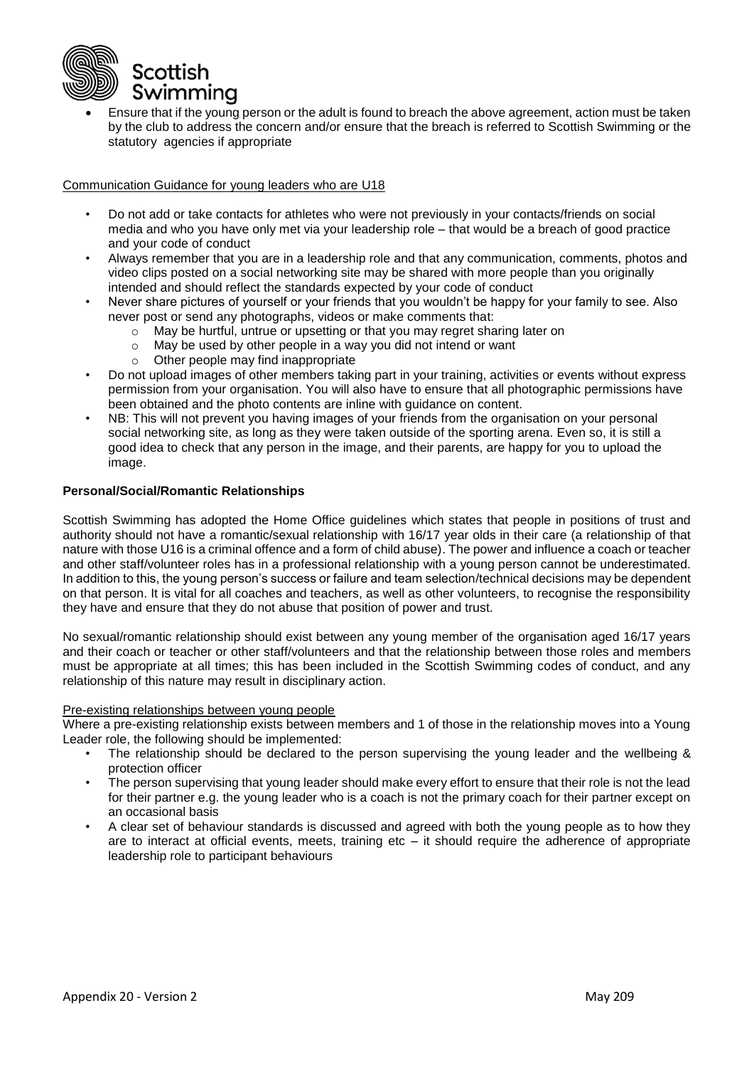- Ensure that if the young person or the adult is found to breach the above agreement, action must be taken by the club to address the concern and/or ensure that the breach is referred to Scottish Swimming or the statutory agencies if appropriate

Communication Guidance for young leaders who are U18

- Do not add or take contacts for athletes who were not previously in your contacts/friends on social media and who you have only met via your leadership role – that would be a breach of good practice and your code of conduct
- Always remember that you are in a leadership role and that any communication, comments, photos and video clips posted on a social networking site may be shared with more people than you originally intended and should reflect the standards expected by your code of conduct
- Never share pictures of yourself or your friends that you wouldn't be happy for your family to see. Also never post or send any photographs, videos or make comments that:
  - May be hurtful, untrue or upsetting or that you may regret sharing later on
  - May be used by other people in a way you did not intend or want
  - Other people may find inappropriate
- Do not upload images of other members taking part in your training, activities or events without express permission from your organisation. You will also have to ensure that all photographic permissions have been obtained and the photo contents are inline with guidance on content.
- NB: This will not prevent you having images of your friends from the organisation on your personal social networking site, as long as they were taken outside of the sporting arena. Even so, it is still a good idea to check that any person in the image, and their parents, are happy for you to upload the image.

**Personal/Social/Romantic Relationships**

Scottish Swimming has adopted the Home Office guidelines which states that people in positions of trust and authority should not have a romantic/sexual relationship with 16/17 year olds in their care (a relationship of that nature with those U16 is a criminal offence and a form of child abuse). The power and influence a coach or teacher and other staff/volunteer roles has in a professional relationship with a young person cannot be underestimated. In addition to this, the young person's success or failure and team selection/technical decisions may be dependent on that person. It is vital for all coaches and teachers, as well as other volunteers, to recognise the responsibility they have and ensure that they do not abuse that position of power and trust.

No sexual/romantic relationship should exist between any young member of the organisation aged 16/17 years and their coach or teacher or other staff/volunteers and that the relationship between those roles and members must be appropriate at all times; this has been included in the Scottish Swimming codes of conduct, and any relationship of this nature may result in disciplinary action.

Pre-existing relationships between young people

Where a pre-existing relationship exists between members and 1 of those in the relationship moves into a Young Leader role, the following should be implemented:

- The relationship should be declared to the person supervising the young leader and the wellbeing & protection officer
- The person supervising that young leader should make every effort to ensure that their role is not the lead for their partner e.g. the young leader who is a coach is not the primary coach for their partner except on an occasional basis
- A clear set of behaviour standards is discussed and agreed with both the young people as to how they are to interact at official events, meets, training etc – it should require the adherence of appropriate leadership role to participant behaviours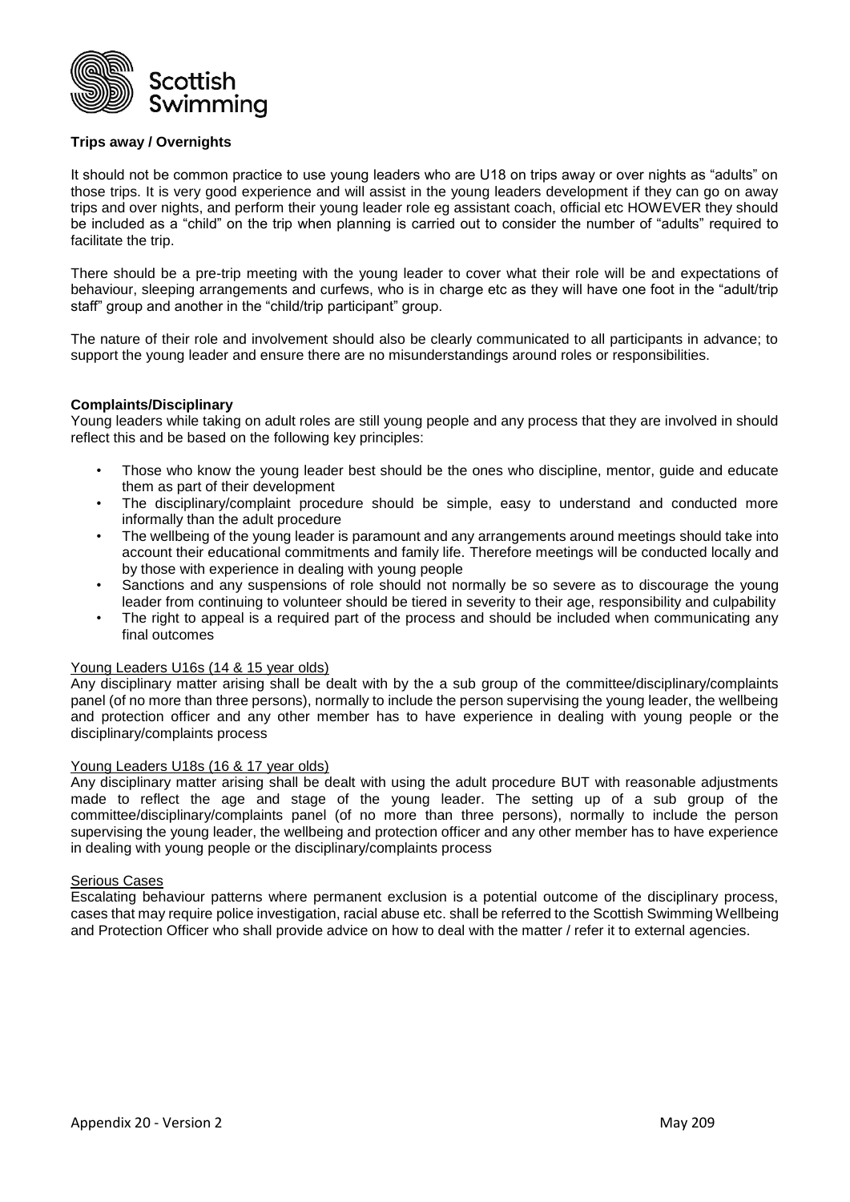### Trips away / Overnights

It should not be common practice to use young leaders who are U18 on trips away or over nights as “adults” on those trips. It is very good experience and will assist in the young leaders development if they can go on away trips and over nights, and perform their young leader role eg assistant coach, official etc HOWEVER they should be included as a “child” on the trip when planning is carried out to consider the number of “adults” required to facilitate the trip.

There should be a pre-trip meeting with the young leader to cover what their role will be and expectations of behaviour, sleeping arrangements and curfews, who is in charge etc as they will have one foot in the “adult/trip staff” group and another in the “child/trip participant” group.

The nature of their role and involvement should also be clearly communicated to all participants in advance; to support the young leader and ensure there are no misunderstandings around roles or responsibilities.

### Complaints/Disciplinary

Young leaders while taking on adult roles are still young people and any process that they are involved in should reflect this and be based on the following key principles:

- Those who know the young leader best should be the ones who discipline, mentor, guide and educate them as part of their development
- The disciplinary/complaint procedure should be simple, easy to understand and conducted more informally than the adult procedure
- The wellbeing of the young leader is paramount and any arrangements around meetings should take into account their educational commitments and family life. Therefore meetings will be conducted locally and by those with experience in dealing with young people
- Sanctions and any suspensions of role should not normally be so severe as to discourage the young leader from continuing to volunteer should be tiered in severity to their age, responsibility and culpability
- The right to appeal is a required part of the process and should be included when communicating any final outcomes

<u>Young Leaders U16s (14 & 15 year olds)</u>

Any disciplinary matter arising shall be dealt with by the a sub group of the committee/disciplinary/complaints panel (of no more than three persons), normally to include the person supervising the young leader, the wellbeing and protection officer and any other member has to have experience in dealing with young people or the disciplinary/complaints process

<u>Young Leaders U18s (16 & 17 year olds)</u>

Any disciplinary matter arising shall be dealt with using the adult procedure BUT with reasonable adjustments made to reflect the age and stage of the young leader. The setting up of a sub group of the committee/disciplinary/complaints panel (of no more than three persons), normally to include the person supervising the young leader, the wellbeing and protection officer and any other member has to have experience in dealing with young people or the disciplinary/complaints process

<u>Serious Cases</u>

Escalating behaviour patterns where permanent exclusion is a potential outcome of the disciplinary process, cases that may require police investigation, racial abuse etc. shall be referred to the Scottish Swimming Wellbeing and Protection Officer who shall provide advice on how to deal with the matter / refer it to external agencies.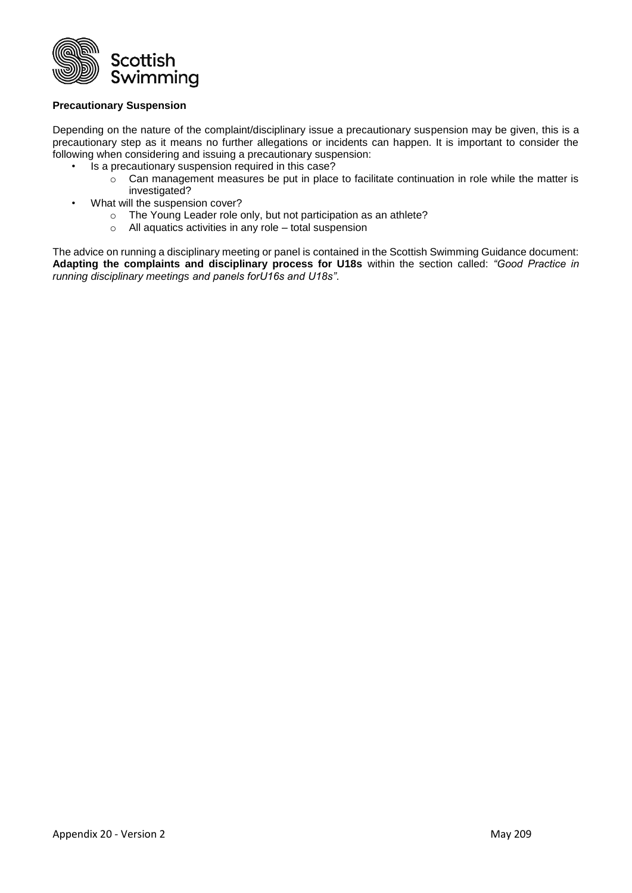**Precautionary Suspension**

Depending on the nature of the complaint/disciplinary issue a precautionary suspension may be given, this is a precautionary step as it means no further allegations or incidents can happen. It is important to consider the following when considering and issuing a precautionary suspension:

- Is a precautionary suspension required in this case?
  - Can management measures be put in place to facilitate continuation in role while the matter is investigated?
- What will the suspension cover?
  - The Young Leader role only, but not participation as an athlete?
  - All aquatics activities in any role – total suspension

The advice on running a disciplinary meeting or panel is contained in the Scottish Swimming Guidance document: **Adapting the complaints and disciplinary process for U18s** within the section called: *"Good Practice in running disciplinary meetings and panels forU16s and U18s"*.